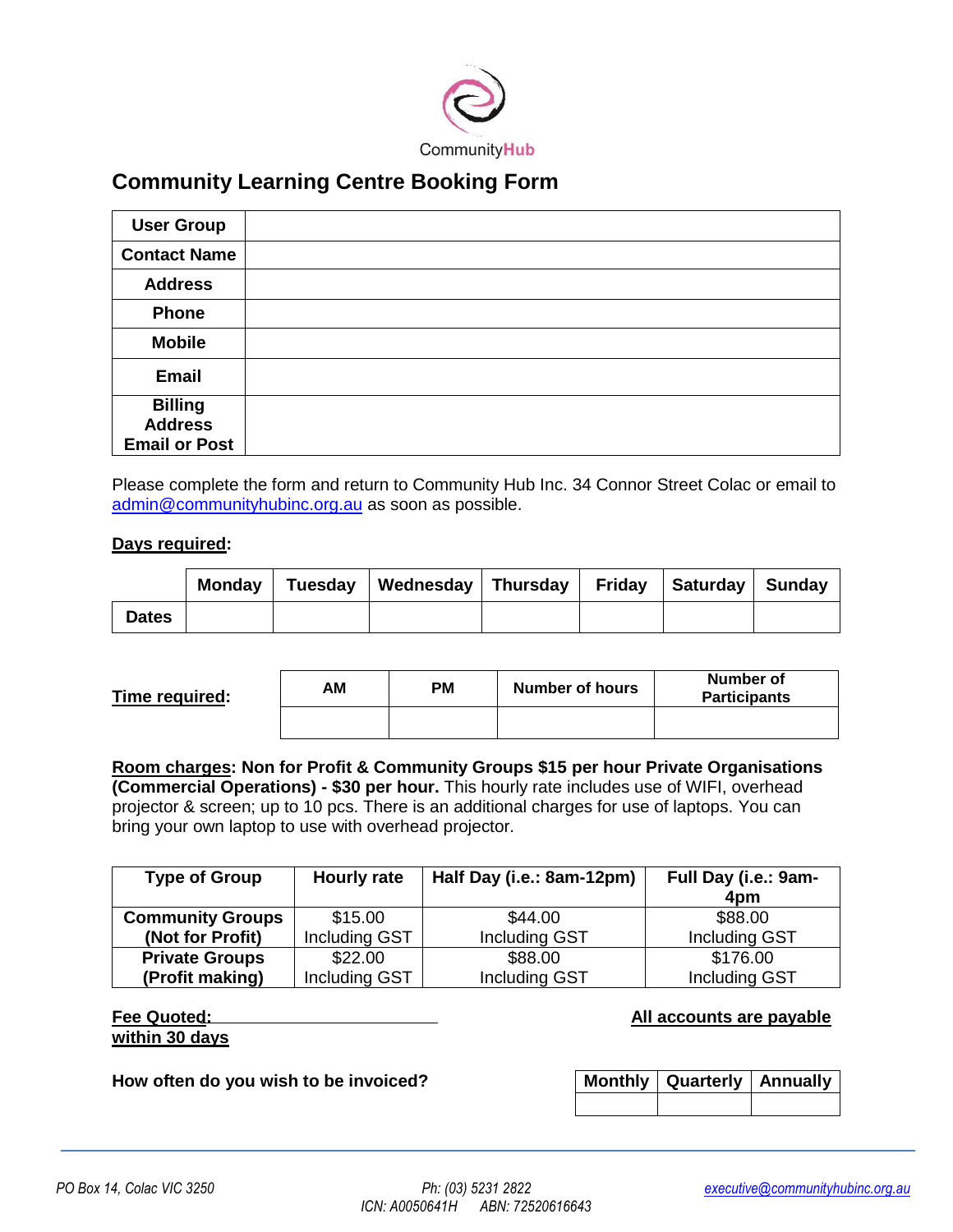CommunityHub

# Community Learning Centre Booking Form

| User Group | |
|---|---|
| Contact Name | |
| Address | |
| Phone | |
| Mobile | |
| Email | |
| Billing Address Email or Post | |

Please complete the form and return to Community Hub Inc. 34 Connor Street Colac or email to admin@communityhubinc.org.au as soon as possible.

**Days required:**

| | Monday | Tuesday | Wednesday | Thursday | Friday | Saturday | Sunday |
|---|---|---|---|---|---|---|---|
| **Dates** | | | | | | | |

**Time required:**

| AM | PM | Number of hours | Number of Participants |
|---|---|---|---|
| | | | |

**Room charges: Non for Profit & Community Groups $15 per hour Private Organisations (Commercial Operations) - $30 per hour.** This hourly rate includes use of WIFI, overhead projector & screen; up to 10 pcs. There is an additional charges for use of laptops. You can bring your own laptop to use with overhead projector.

| Type of Group | Hourly rate | Half Day (i.e.: 8am-12pm) | Full Day (i.e.: 9am-4pm |
|---|---|---|---|
| **Community Groups (Not for Profit)** | $15.00 Including GST | $44.00 Including GST | $88.00 Including GST |
| **Private Groups (Profit making)** | $22.00 Including GST | $88.00 Including GST | $176.00 Including GST |

**Fee Quoted:** ______________________________

**All accounts are payable within 30 days**

**How often do you wish to be invoiced?**

| Monthly | Quarterly | Annually |
|---|---|---|
| | | |

*PO Box 14, Colac VIC 3250* *Ph: (03) 5231 2822* *executive@communityhubinc.org.au*

*ICN: A0050641H ABN: 72520616643*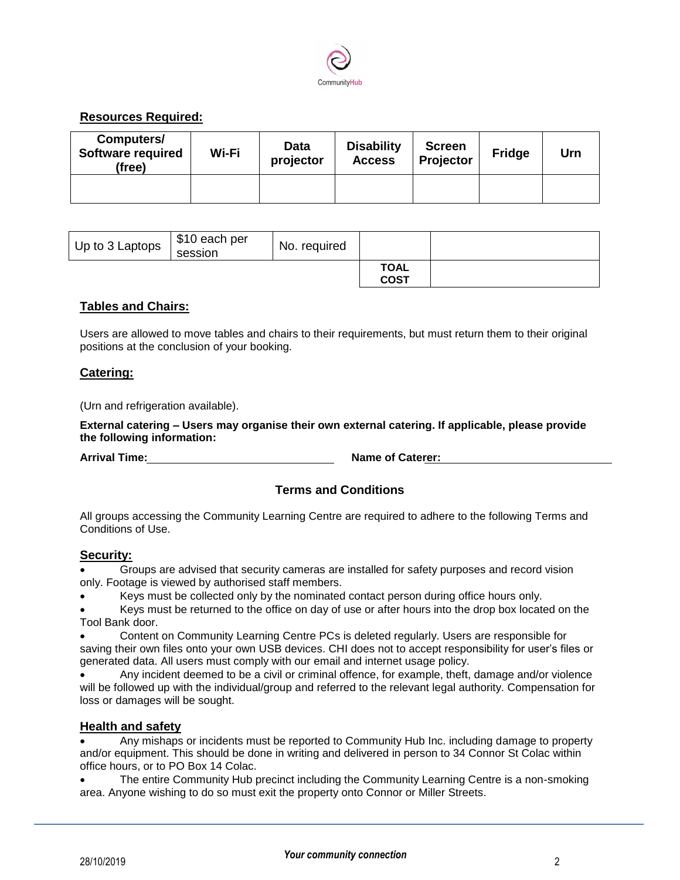**Resources Required:**

| Computers/ Software required (free) | Wi-Fi | Data projector | Disability Access | Screen Projector | Fridge | Urn |
|---|---|---|---|---|---|---|
| | | | | | | |

| Up to 3 Laptops | $10 each per session | No. required | | |
|---|---|---|---|---|
| | | | **TOAL COST** | |

**Tables and Chairs:**

Users are allowed to move tables and chairs to their requirements, but must return them to their original positions at the conclusion of your booking.

**Catering:**

(Urn and refrigeration available).

**External catering – Users may organise their own external catering. If applicable, please provide the following information:**

**Arrival Time:**\_\_\_\_\_\_\_\_\_\_\_\_\_\_\_\_\_\_\_\_\_\_\_\_\_\_\_\_ **Name of Caterer:**\_\_\_\_\_\_\_\_\_\_\_\_\_\_\_\_\_\_\_\_\_\_\_\_\_\_\_\_

## Terms and Conditions

All groups accessing the Community Learning Centre are required to adhere to the following Terms and Conditions of Use.

**Security:**

- Groups are advised that security cameras are installed for safety purposes and record vision only. Footage is viewed by authorised staff members.
- Keys must be collected only by the nominated contact person during office hours only.
- Keys must be returned to the office on day of use or after hours into the drop box located on the Tool Bank door.
- Content on Community Learning Centre PCs is deleted regularly. Users are responsible for saving their own files onto your own USB devices. CHI does not to accept responsibility for user's files or generated data. All users must comply with our email and internet usage policy.
- Any incident deemed to be a civil or criminal offence, for example, theft, damage and/or violence will be followed up with the individual/group and referred to the relevant legal authority. Compensation for loss or damages will be sought.

**Health and safety**

- Any mishaps or incidents must be reported to Community Hub Inc. including damage to property and/or equipment. This should be done in writing and delivered in person to 34 Connor St Colac within office hours, or to PO Box 14 Colac.
- The entire Community Hub precinct including the Community Learning Centre is a non-smoking area. Anyone wishing to do so must exit the property onto Connor or Miller Streets.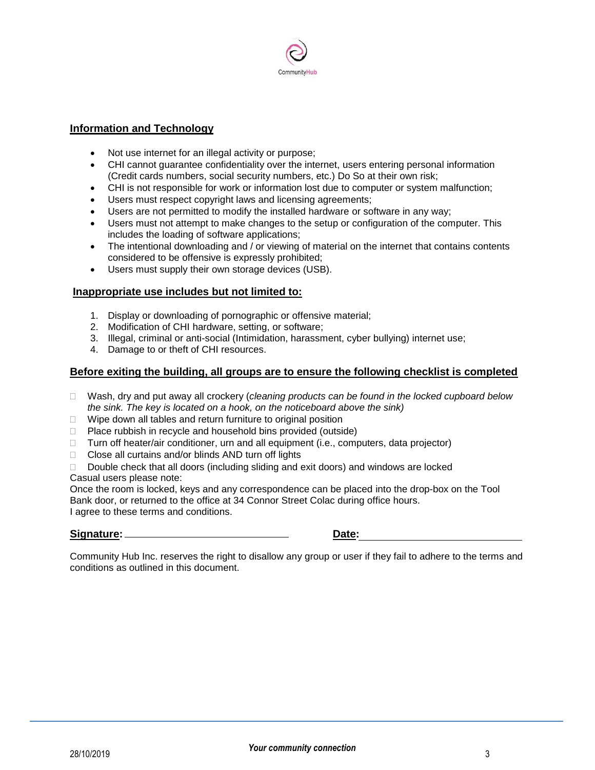CommunityHub

## Information and Technology

- Not use internet for an illegal activity or purpose;
- CHI cannot guarantee confidentiality over the internet, users entering personal information (Credit cards numbers, social security numbers, etc.) Do So at their own risk;
- CHI is not responsible for work or information lost due to computer or system malfunction;
- Users must respect copyright laws and licensing agreements;
- Users are not permitted to modify the installed hardware or software in any way;
- Users must not attempt to make changes to the setup or configuration of the computer. This includes the loading of software applications;
- The intentional downloading and / or viewing of material on the internet that contains contents considered to be offensive is expressly prohibited;
- Users must supply their own storage devices (USB).

## Inappropriate use includes but not limited to:

1. Display or downloading of pornographic or offensive material;
2. Modification of CHI hardware, setting, or software;
3. Illegal, criminal or anti-social (Intimidation, harassment, cyber bullying) internet use;
4. Damage to or theft of CHI resources.

## Before exiting the building, all groups are to ensure the following checklist is completed

- [ ] Wash, dry and put away all crockery (*cleaning products can be found in the locked cupboard below the sink. The key is located on a hook, on the noticeboard above the sink)*
- [ ] Wipe down all tables and return furniture to original position
- [ ] Place rubbish in recycle and household bins provided (outside)
- [ ] Turn off heater/air conditioner, urn and all equipment (i.e., computers, data projector)
- [ ] Close all curtains and/or blinds AND turn off lights
- [ ] Double check that all doors (including sliding and exit doors) and windows are locked

Casual users please note:
Once the room is locked, keys and any correspondence can be placed into the drop-box on the Tool Bank door, or returned to the office at 34 Connor Street Colac during office hours.
I agree to these terms and conditions.

**Signature:** ____________________________ **Date:** ____________________________

Community Hub Inc. reserves the right to disallow any group or user if they fail to adhere to the terms and conditions as outlined in this document.